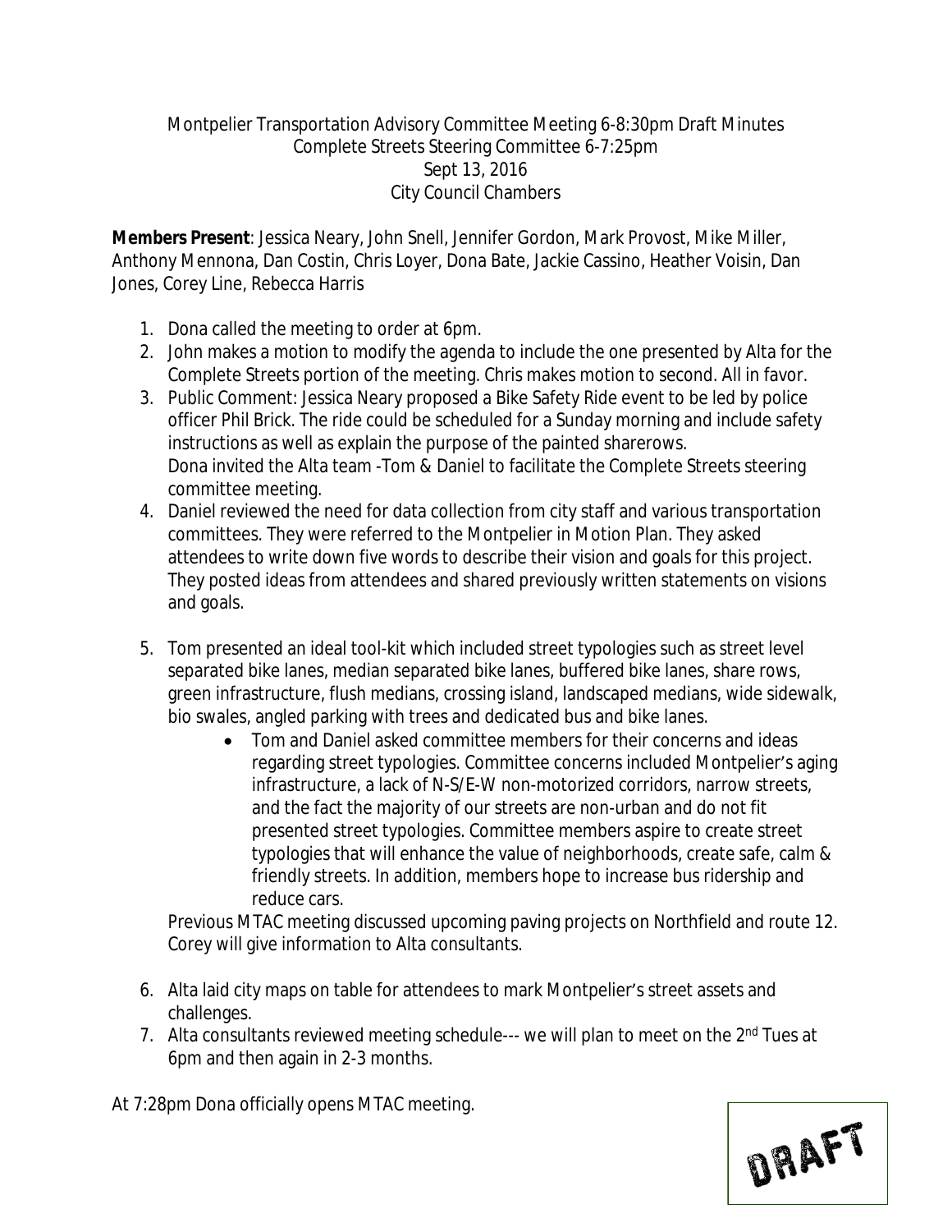Montpelier Transportation Advisory Committee Meeting 6-8:30pm Draft Minutes
Complete Streets Steering Committee 6-7:25pm
Sept 13, 2016
City Council Chambers

**Members Present**: Jessica Neary, John Snell, Jennifer Gordon, Mark Provost, Mike Miller, Anthony Mennona, Dan Costin, Chris Loyer, Dona Bate, Jackie Cassino, Heather Voisin, Dan Jones, Corey Line, Rebecca Harris

1. Dona called the meeting to order at 6pm.
2. John makes a motion to modify the agenda to include the one presented by Alta for the Complete Streets portion of the meeting. Chris makes motion to second. All in favor.
3. Public Comment: Jessica Neary proposed a Bike Safety Ride event to be led by police officer Phil Brick. The ride could be scheduled for a Sunday morning and include safety instructions as well as explain the purpose of the painted sharerows.
   Dona invited the Alta team -Tom & Daniel to facilitate the Complete Streets steering committee meeting.
4. Daniel reviewed the need for data collection from city staff and various transportation committees. They were referred to the Montpelier in Motion Plan. They asked attendees to write down five words to describe their vision and goals for this project. They posted ideas from attendees and shared previously written statements on visions and goals.

5. Tom presented an ideal tool-kit which included street typologies such as street level separated bike lanes, median separated bike lanes, buffered bike lanes, share rows, green infrastructure, flush medians, crossing island, landscaped medians, wide sidewalk, bio swales, angled parking with trees and dedicated bus and bike lanes.
   - Tom and Daniel asked committee members for their concerns and ideas regarding street typologies. Committee concerns included Montpelier's aging infrastructure, a lack of N-S/E-W non-motorized corridors, narrow streets, and the fact the majority of our streets are non-urban and do not fit presented street typologies. Committee members aspire to create street typologies that will enhance the value of neighborhoods, create safe, calm & friendly streets. In addition, members hope to increase bus ridership and reduce cars.

   Previous MTAC meeting discussed upcoming paving projects on Northfield and route 12. Corey will give information to Alta consultants.

6. Alta laid city maps on table for attendees to mark Montpelier's street assets and challenges.
7. Alta consultants reviewed meeting schedule--- we will plan to meet on the 2nd Tues at 6pm and then again in 2-3 months.

At 7:28pm Dona officially opens MTAC meeting.

DRAFT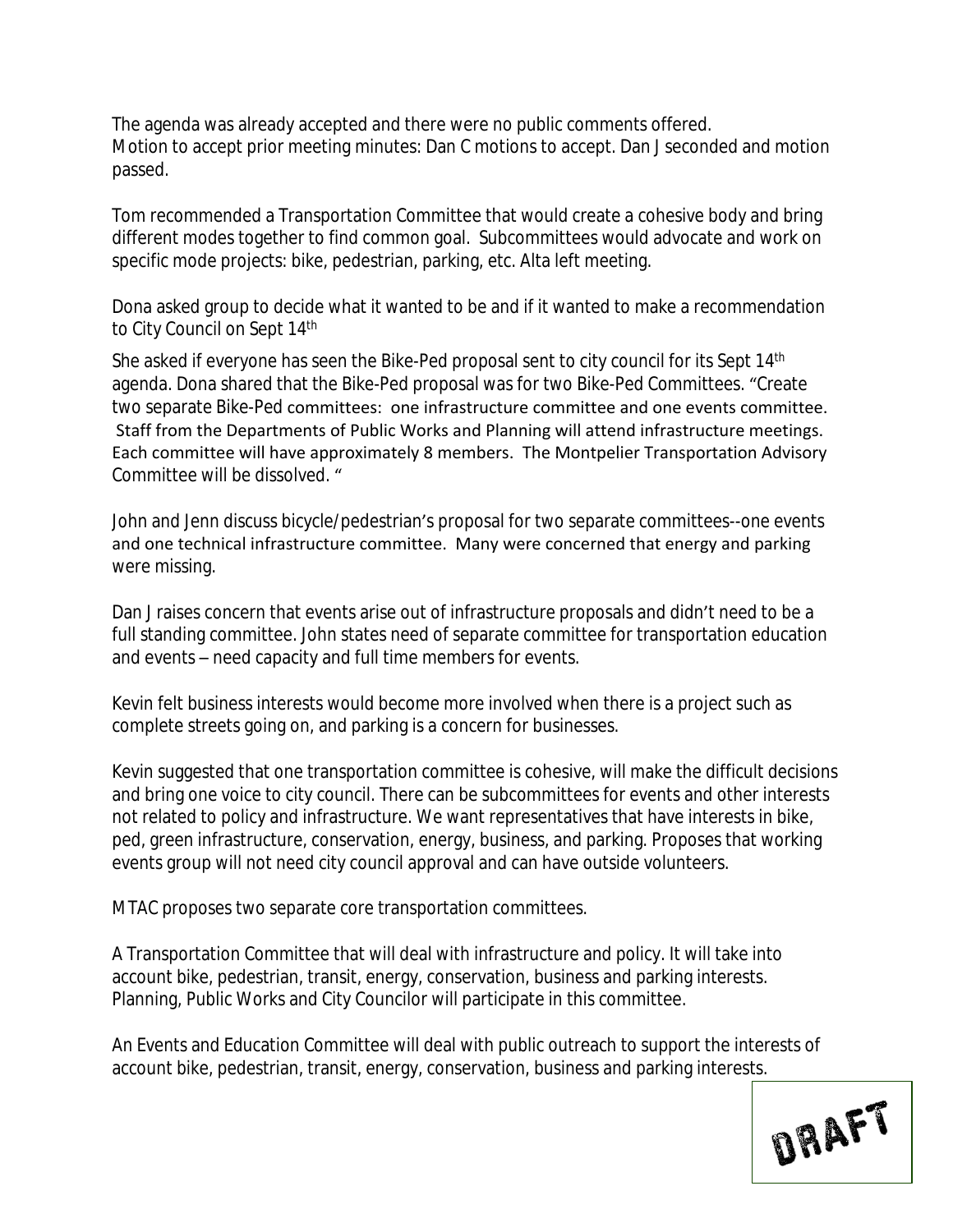The agenda was already accepted and there were no public comments offered.
Motion to accept prior meeting minutes: Dan C motions to accept. Dan J seconded and motion passed.

Tom recommended a Transportation Committee that would create a cohesive body and bring different modes together to find common goal. Subcommittees would advocate and work on specific mode projects: bike, pedestrian, parking, etc. Alta left meeting.

Dona asked group to decide what it wanted to be and if it wanted to make a recommendation to City Council on Sept 14th

She asked if everyone has seen the Bike-Ped proposal sent to city council for its Sept 14th agenda. Dona shared that the Bike-Ped proposal was for two Bike-Ped Committees. "Create two separate Bike-Ped committees: one infrastructure committee and one events committee. Staff from the Departments of Public Works and Planning will attend infrastructure meetings. Each committee will have approximately 8 members. The Montpelier Transportation Advisory Committee will be dissolved. "

John and Jenn discuss bicycle/pedestrian's proposal for two separate committees--one events and one technical infrastructure committee. Many were concerned that energy and parking were missing.

Dan J raises concern that events arise out of infrastructure proposals and didn't need to be a full standing committee. John states need of separate committee for transportation education and events – need capacity and full time members for events.

Kevin felt business interests would become more involved when there is a project such as complete streets going on, and parking is a concern for businesses.

Kevin suggested that one transportation committee is cohesive, will make the difficult decisions and bring one voice to city council. There can be subcommittees for events and other interests not related to policy and infrastructure. We want representatives that have interests in bike, ped, green infrastructure, conservation, energy, business, and parking. Proposes that working events group will not need city council approval and can have outside volunteers.

MTAC proposes two separate core transportation committees.

A Transportation Committee that will deal with infrastructure and policy. It will take into account bike, pedestrian, transit, energy, conservation, business and parking interests. Planning, Public Works and City Councilor will participate in this committee.

An Events and Education Committee will deal with public outreach to support the interests of account bike, pedestrian, transit, energy, conservation, business and parking interests.

DRAFT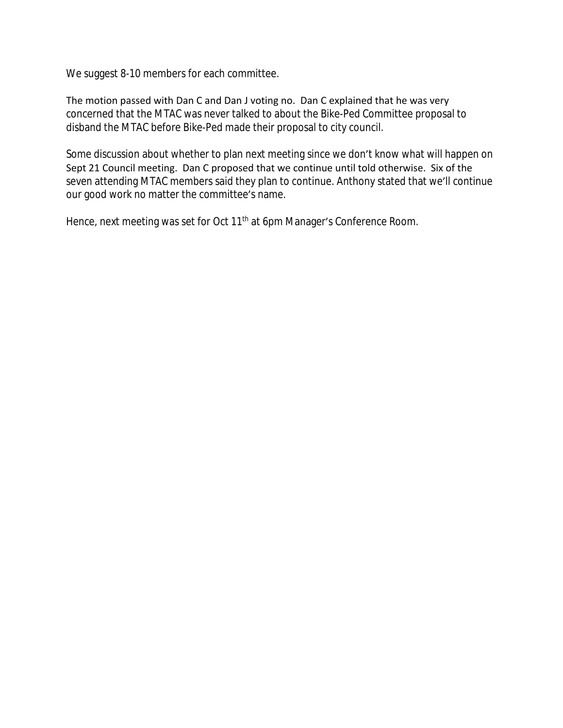We suggest 8-10 members for each committee.

The motion passed with Dan C and Dan J voting no. Dan C explained that he was very concerned that the MTAC was never talked to about the Bike-Ped Committee proposal to disband the MTAC before Bike-Ped made their proposal to city council.

Some discussion about whether to plan next meeting since we don't know what will happen on Sept 21 Council meeting. Dan C proposed that we continue until told otherwise. Six of the seven attending MTAC members said they plan to continue. Anthony stated that we'll continue our good work no matter the committee's name.

Hence, next meeting was set for Oct 11th at 6pm Manager's Conference Room.